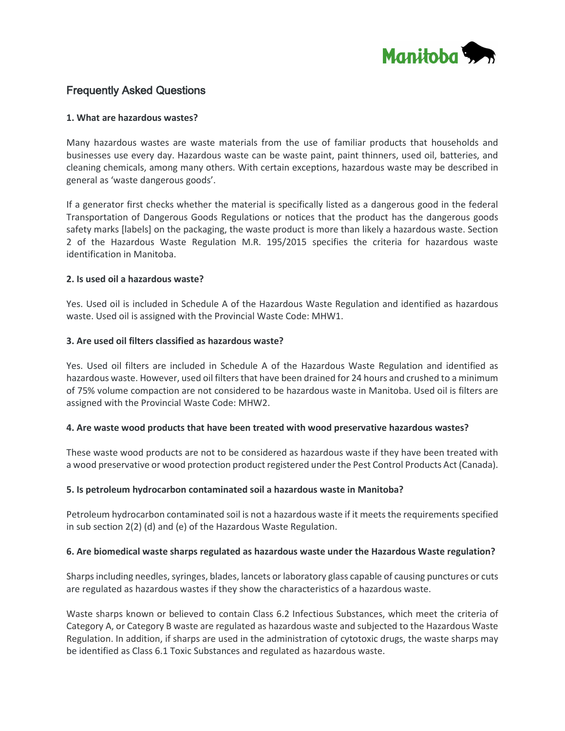Manitoba

## Frequently Asked Questions

**1. What are hazardous wastes?**

Many hazardous wastes are waste materials from the use of familiar products that households and businesses use every day. Hazardous waste can be waste paint, paint thinners, used oil, batteries, and cleaning chemicals, among many others. With certain exceptions, hazardous waste may be described in general as 'waste dangerous goods'.

If a generator first checks whether the material is specifically listed as a dangerous good in the federal Transportation of Dangerous Goods Regulations or notices that the product has the dangerous goods safety marks [labels] on the packaging, the waste product is more than likely a hazardous waste. Section 2 of the Hazardous Waste Regulation M.R. 195/2015 specifies the criteria for hazardous waste identification in Manitoba.

**2. Is used oil a hazardous waste?**

Yes. Used oil is included in Schedule A of the Hazardous Waste Regulation and identified as hazardous waste. Used oil is assigned with the Provincial Waste Code: MHW1.

**3. Are used oil filters classified as hazardous waste?**

Yes. Used oil filters are included in Schedule A of the Hazardous Waste Regulation and identified as hazardous waste. However, used oil filters that have been drained for 24 hours and crushed to a minimum of 75% volume compaction are not considered to be hazardous waste in Manitoba. Used oil is filters are assigned with the Provincial Waste Code: MHW2.

**4. Are waste wood products that have been treated with wood preservative hazardous wastes?**

These waste wood products are not to be considered as hazardous waste if they have been treated with a wood preservative or wood protection product registered under the Pest Control Products Act (Canada).

**5. Is petroleum hydrocarbon contaminated soil a hazardous waste in Manitoba?**

Petroleum hydrocarbon contaminated soil is not a hazardous waste if it meets the requirements specified in sub section 2(2) (d) and (e) of the Hazardous Waste Regulation.

**6. Are biomedical waste sharps regulated as hazardous waste under the Hazardous Waste regulation?**

Sharps including needles, syringes, blades, lancets or laboratory glass capable of causing punctures or cuts are regulated as hazardous wastes if they show the characteristics of a hazardous waste.

Waste sharps known or believed to contain Class 6.2 Infectious Substances, which meet the criteria of Category A, or Category B waste are regulated as hazardous waste and subjected to the Hazardous Waste Regulation. In addition, if sharps are used in the administration of cytotoxic drugs, the waste sharps may be identified as Class 6.1 Toxic Substances and regulated as hazardous waste.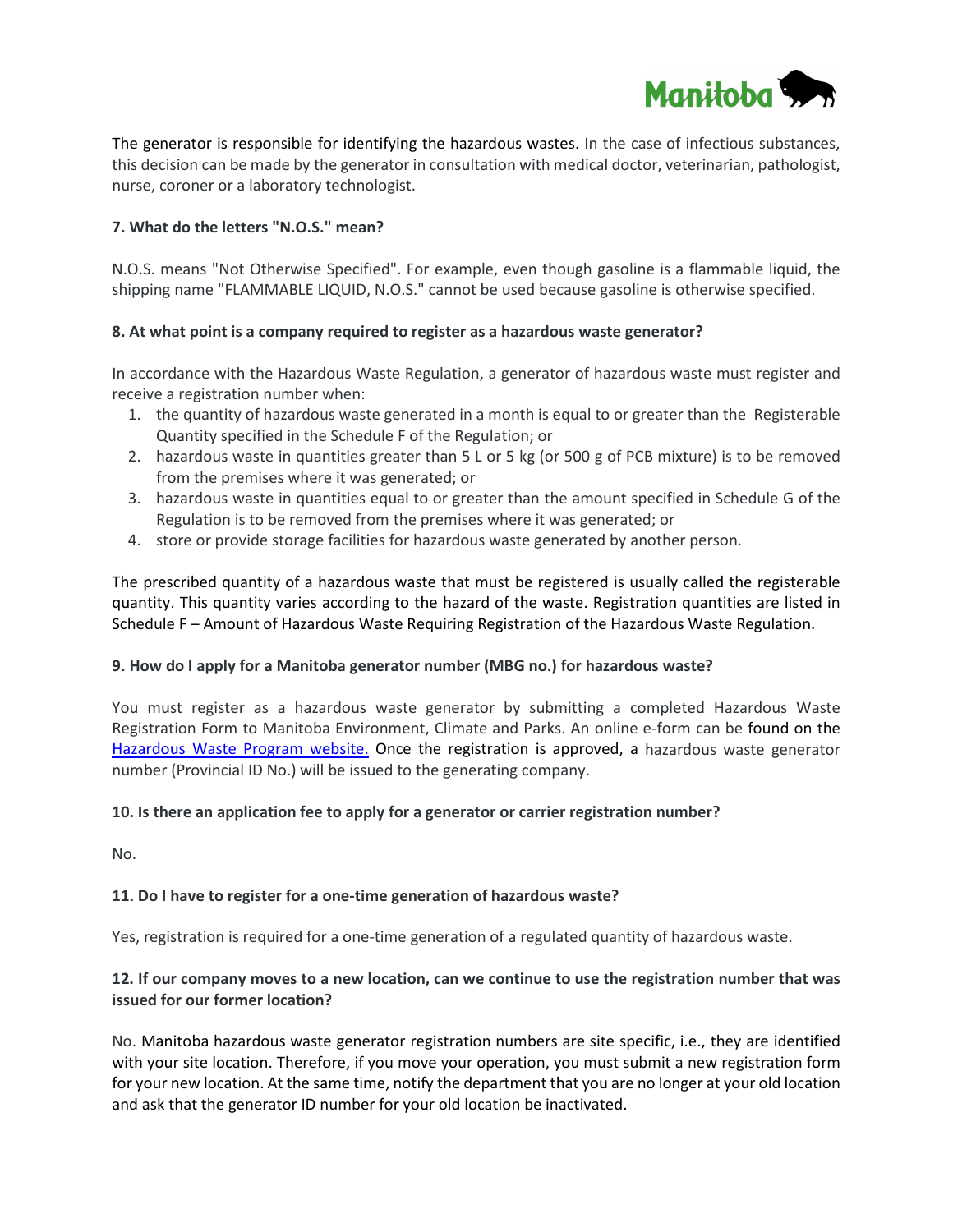The generator is responsible for identifying the hazardous wastes. In the case of infectious substances, this decision can be made by the generator in consultation with medical doctor, veterinarian, pathologist, nurse, coroner or a laboratory technologist.

**7. What do the letters "N.O.S." mean?**

N.O.S. means "Not Otherwise Specified". For example, even though gasoline is a flammable liquid, the shipping name "FLAMMABLE LIQUID, N.O.S." cannot be used because gasoline is otherwise specified.

**8. At what point is a company required to register as a hazardous waste generator?**

In accordance with the Hazardous Waste Regulation, a generator of hazardous waste must register and receive a registration number when:

1. the quantity of hazardous waste generated in a month is equal to or greater than the Registerable Quantity specified in the Schedule F of the Regulation; or
2. hazardous waste in quantities greater than 5 L or 5 kg (or 500 g of PCB mixture) is to be removed from the premises where it was generated; or
3. hazardous waste in quantities equal to or greater than the amount specified in Schedule G of the Regulation is to be removed from the premises where it was generated; or
4. store or provide storage facilities for hazardous waste generated by another person.

The prescribed quantity of a hazardous waste that must be registered is usually called the registerable quantity. This quantity varies according to the hazard of the waste. Registration quantities are listed in Schedule F – Amount of Hazardous Waste Requiring Registration of the Hazardous Waste Regulation.

**9. How do I apply for a Manitoba generator number (MBG no.) for hazardous waste?**

You must register as a hazardous waste generator by submitting a completed Hazardous Waste Registration Form to Manitoba Environment, Climate and Parks. An online e-form can be found on the Hazardous Waste Program website. Once the registration is approved, a hazardous waste generator number (Provincial ID No.) will be issued to the generating company.

**10. Is there an application fee to apply for a generator or carrier registration number?**

No.

**11. Do I have to register for a one-time generation of hazardous waste?**

Yes, registration is required for a one-time generation of a regulated quantity of hazardous waste.

**12. If our company moves to a new location, can we continue to use the registration number that was issued for our former location?**

No. Manitoba hazardous waste generator registration numbers are site specific, i.e., they are identified with your site location. Therefore, if you move your operation, you must submit a new registration form for your new location. At the same time, notify the department that you are no longer at your old location and ask that the generator ID number for your old location be inactivated.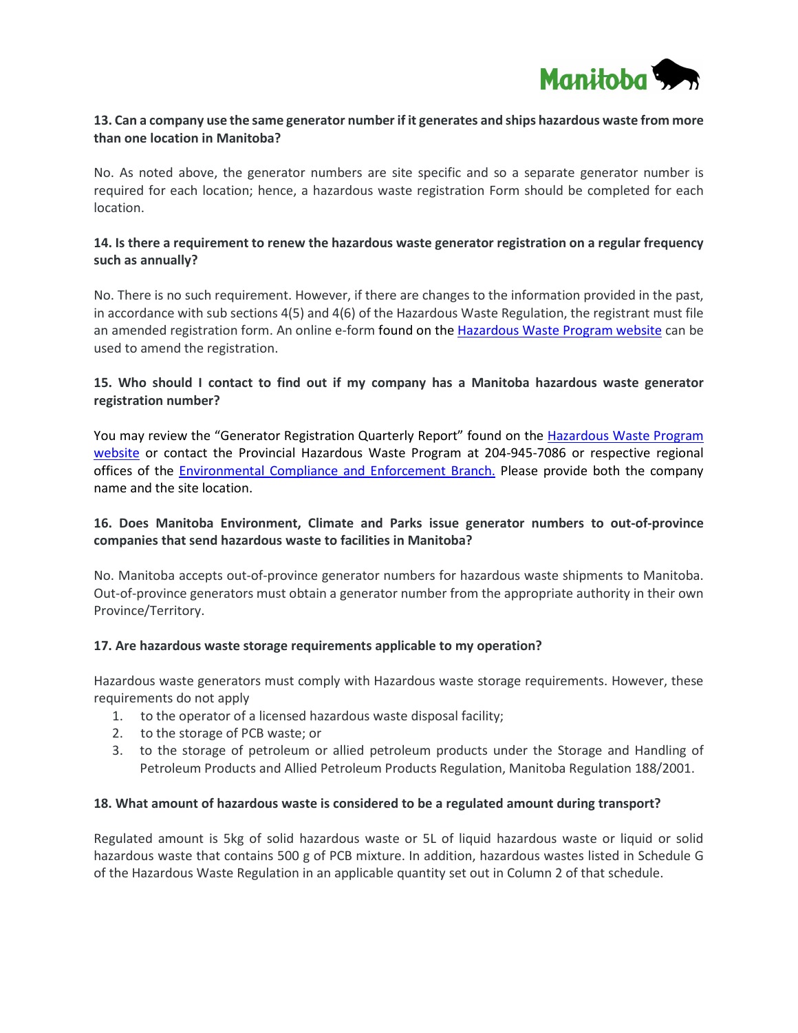**13. Can a company use the same generator number if it generates and ships hazardous waste from more than one location in Manitoba?**

No. As noted above, the generator numbers are site specific and so a separate generator number is required for each location; hence, a hazardous waste registration Form should be completed for each location.

**14. Is there a requirement to renew the hazardous waste generator registration on a regular frequency such as annually?**

No. There is no such requirement. However, if there are changes to the information provided in the past, in accordance with sub sections 4(5) and 4(6) of the Hazardous Waste Regulation, the registrant must file an amended registration form. An online e-form found on the Hazardous Waste Program website can be used to amend the registration.

**15. Who should I contact to find out if my company has a Manitoba hazardous waste generator registration number?**

You may review the "Generator Registration Quarterly Report" found on the Hazardous Waste Program website or contact the Provincial Hazardous Waste Program at 204-945-7086 or respective regional offices of the Environmental Compliance and Enforcement Branch. Please provide both the company name and the site location.

**16. Does Manitoba Environment, Climate and Parks issue generator numbers to out-of-province companies that send hazardous waste to facilities in Manitoba?**

No. Manitoba accepts out-of-province generator numbers for hazardous waste shipments to Manitoba. Out-of-province generators must obtain a generator number from the appropriate authority in their own Province/Territory.

**17. Are hazardous waste storage requirements applicable to my operation?**

Hazardous waste generators must comply with Hazardous waste storage requirements. However, these requirements do not apply

1. to the operator of a licensed hazardous waste disposal facility;
2. to the storage of PCB waste; or
3. to the storage of petroleum or allied petroleum products under the Storage and Handling of Petroleum Products and Allied Petroleum Products Regulation, Manitoba Regulation 188/2001.

**18. What amount of hazardous waste is considered to be a regulated amount during transport?**

Regulated amount is 5kg of solid hazardous waste or 5L of liquid hazardous waste or liquid or solid hazardous waste that contains 500 g of PCB mixture. In addition, hazardous wastes listed in Schedule G of the Hazardous Waste Regulation in an applicable quantity set out in Column 2 of that schedule.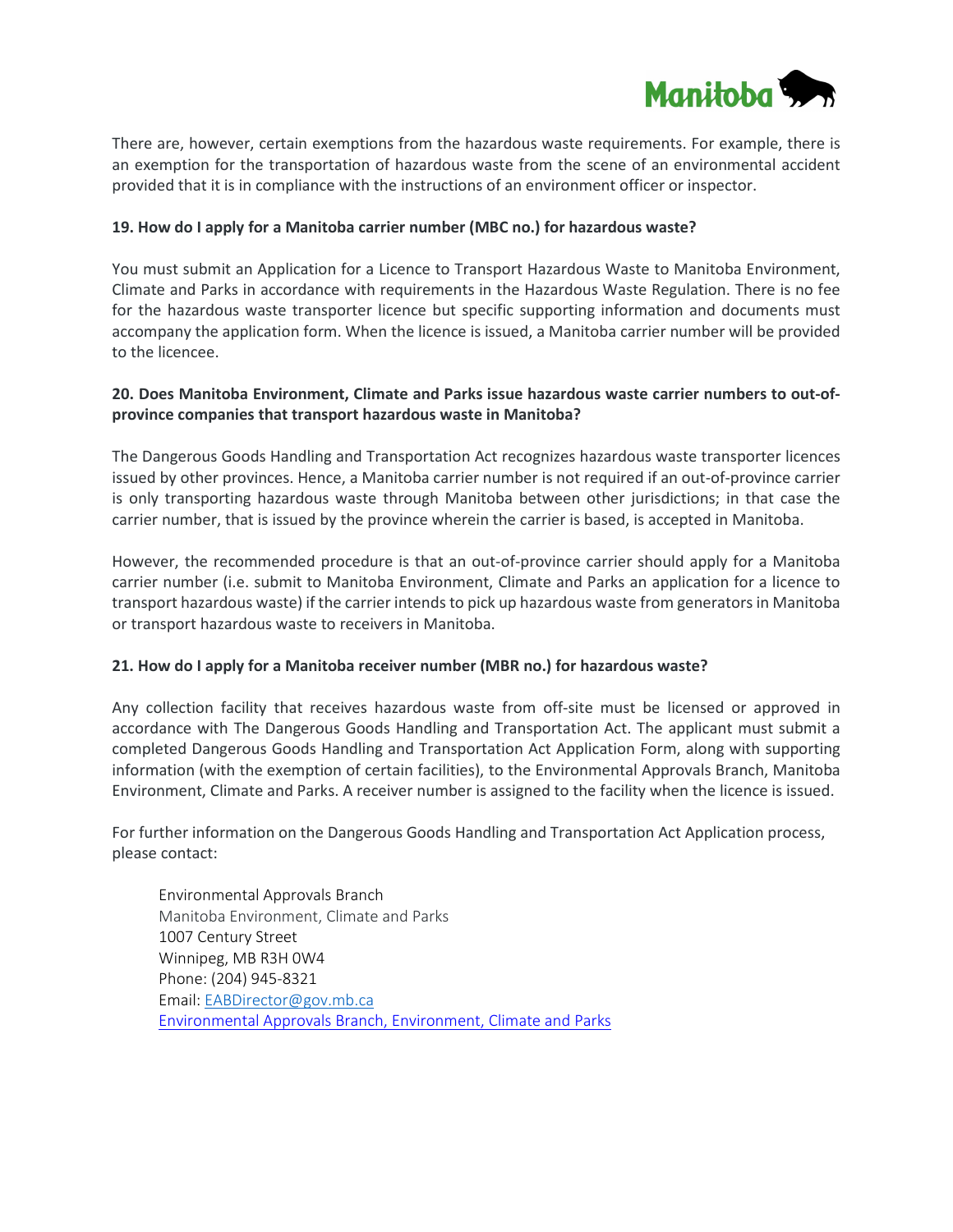There are, however, certain exemptions from the hazardous waste requirements. For example, there is an exemption for the transportation of hazardous waste from the scene of an environmental accident provided that it is in compliance with the instructions of an environment officer or inspector.

**19. How do I apply for a Manitoba carrier number (MBC no.) for hazardous waste?**

You must submit an Application for a Licence to Transport Hazardous Waste to Manitoba Environment, Climate and Parks in accordance with requirements in the Hazardous Waste Regulation. There is no fee for the hazardous waste transporter licence but specific supporting information and documents must accompany the application form. When the licence is issued, a Manitoba carrier number will be provided to the licencee.

**20. Does Manitoba Environment, Climate and Parks issue hazardous waste carrier numbers to out-of-province companies that transport hazardous waste in Manitoba?**

The Dangerous Goods Handling and Transportation Act recognizes hazardous waste transporter licences issued by other provinces. Hence, a Manitoba carrier number is not required if an out-of-province carrier is only transporting hazardous waste through Manitoba between other jurisdictions; in that case the carrier number, that is issued by the province wherein the carrier is based, is accepted in Manitoba.

However, the recommended procedure is that an out-of-province carrier should apply for a Manitoba carrier number (i.e. submit to Manitoba Environment, Climate and Parks an application for a licence to transport hazardous waste) if the carrier intends to pick up hazardous waste from generators in Manitoba or transport hazardous waste to receivers in Manitoba.

**21. How do I apply for a Manitoba receiver number (MBR no.) for hazardous waste?**

Any collection facility that receives hazardous waste from off-site must be licensed or approved in accordance with The Dangerous Goods Handling and Transportation Act. The applicant must submit a completed Dangerous Goods Handling and Transportation Act Application Form, along with supporting information (with the exemption of certain facilities), to the Environmental Approvals Branch, Manitoba Environment, Climate and Parks. A receiver number is assigned to the facility when the licence is issued.

For further information on the Dangerous Goods Handling and Transportation Act Application process, please contact:

Environmental Approvals Branch
Manitoba Environment, Climate and Parks
1007 Century Street
Winnipeg, MB R3H 0W4
Phone: (204) 945-8321
Email: EABDirector@gov.mb.ca
Environmental Approvals Branch, Environment, Climate and Parks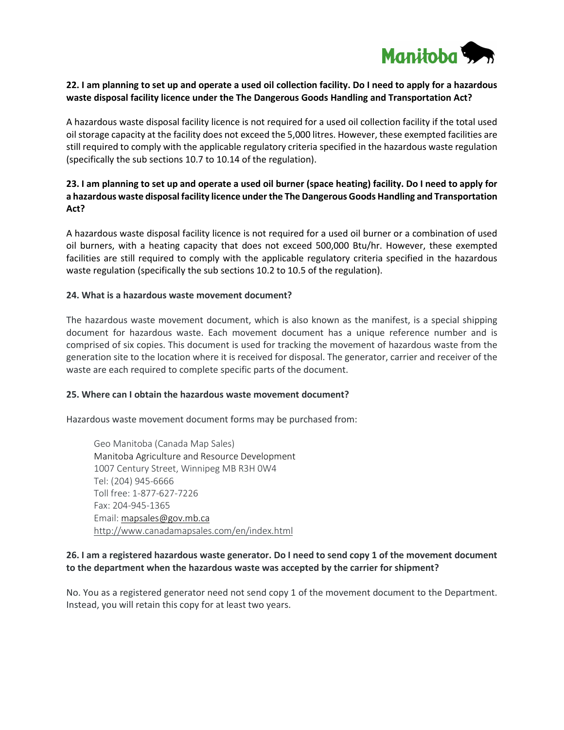**22. I am planning to set up and operate a used oil collection facility. Do I need to apply for a hazardous waste disposal facility licence under the The Dangerous Goods Handling and Transportation Act?**

A hazardous waste disposal facility licence is not required for a used oil collection facility if the total used oil storage capacity at the facility does not exceed the 5,000 litres. However, these exempted facilities are still required to comply with the applicable regulatory criteria specified in the hazardous waste regulation (specifically the sub sections 10.7 to 10.14 of the regulation).

**23. I am planning to set up and operate a used oil burner (space heating) facility. Do I need to apply for a hazardous waste disposal facility licence under the The Dangerous Goods Handling and Transportation Act?**

A hazardous waste disposal facility licence is not required for a used oil burner or a combination of used oil burners, with a heating capacity that does not exceed 500,000 Btu/hr. However, these exempted facilities are still required to comply with the applicable regulatory criteria specified in the hazardous waste regulation (specifically the sub sections 10.2 to 10.5 of the regulation).

**24. What is a hazardous waste movement document?**

The hazardous waste movement document, which is also known as the manifest, is a special shipping document for hazardous waste. Each movement document has a unique reference number and is comprised of six copies. This document is used for tracking the movement of hazardous waste from the generation site to the location where it is received for disposal. The generator, carrier and receiver of the waste are each required to complete specific parts of the document.

**25. Where can I obtain the hazardous waste movement document?**

Hazardous waste movement document forms may be purchased from:

> Geo Manitoba (Canada Map Sales)
> Manitoba Agriculture and Resource Development
> 1007 Century Street, Winnipeg MB R3H 0W4
> Tel: (204) 945-6666
> Toll free: 1-877-627-7226
> Fax: 204-945-1365
> Email: mapsales@gov.mb.ca
> http://www.canadamapsales.com/en/index.html

**26. I am a registered hazardous waste generator. Do I need to send copy 1 of the movement document to the department when the hazardous waste was accepted by the carrier for shipment?**

No. You as a registered generator need not send copy 1 of the movement document to the Department. Instead, you will retain this copy for at least two years.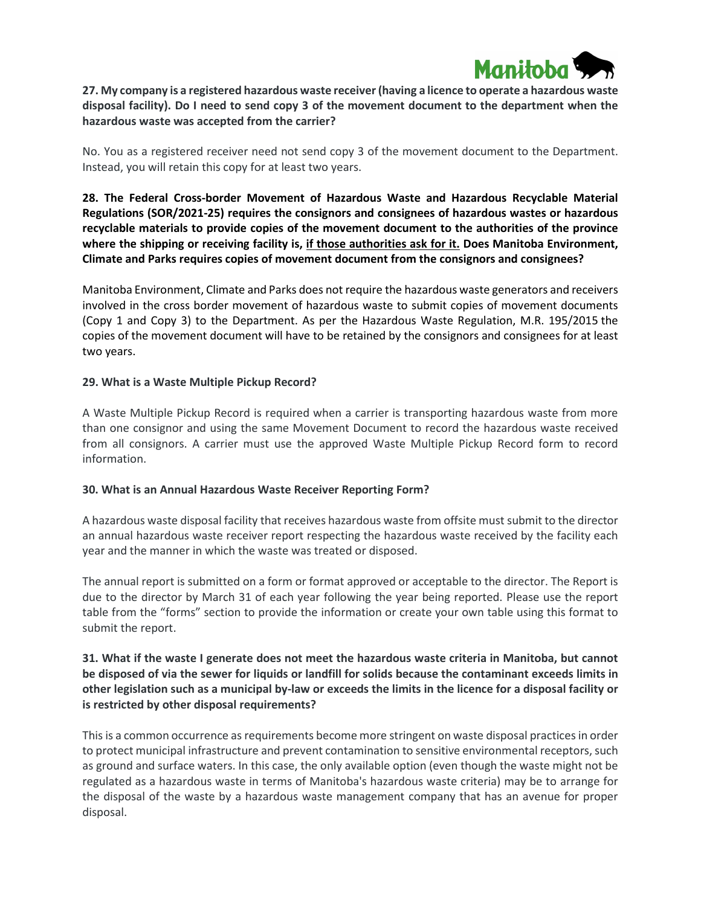**27. My company is a registered hazardous waste receiver (having a licence to operate a hazardous waste disposal facility). Do I need to send copy 3 of the movement document to the department when the hazardous waste was accepted from the carrier?**

No. You as a registered receiver need not send copy 3 of the movement document to the Department. Instead, you will retain this copy for at least two years.

**28. The Federal Cross-border Movement of Hazardous Waste and Hazardous Recyclable Material Regulations (SOR/2021-25) requires the consignors and consignees of hazardous wastes or hazardous recyclable materials to provide copies of the movement document to the authorities of the province where the shipping or receiving facility is, <u>if those authorities ask for it.</u> Does Manitoba Environment, Climate and Parks requires copies of movement document from the consignors and consignees?**

Manitoba Environment, Climate and Parks does not require the hazardous waste generators and receivers involved in the cross border movement of hazardous waste to submit copies of movement documents (Copy 1 and Copy 3) to the Department. As per the Hazardous Waste Regulation, M.R. 195/2015 the copies of the movement document will have to be retained by the consignors and consignees for at least two years.

**29. What is a Waste Multiple Pickup Record?**

A Waste Multiple Pickup Record is required when a carrier is transporting hazardous waste from more than one consignor and using the same Movement Document to record the hazardous waste received from all consignors. A carrier must use the approved Waste Multiple Pickup Record form to record information.

**30. What is an Annual Hazardous Waste Receiver Reporting Form?**

A hazardous waste disposal facility that receives hazardous waste from offsite must submit to the director an annual hazardous waste receiver report respecting the hazardous waste received by the facility each year and the manner in which the waste was treated or disposed.

The annual report is submitted on a form or format approved or acceptable to the director. The Report is due to the director by March 31 of each year following the year being reported. Please use the report table from the "forms" section to provide the information or create your own table using this format to submit the report.

**31. What if the waste I generate does not meet the hazardous waste criteria in Manitoba, but cannot be disposed of via the sewer for liquids or landfill for solids because the contaminant exceeds limits in other legislation such as a municipal by-law or exceeds the limits in the licence for a disposal facility or is restricted by other disposal requirements?**

This is a common occurrence as requirements become more stringent on waste disposal practices in order to protect municipal infrastructure and prevent contamination to sensitive environmental receptors, such as ground and surface waters. In this case, the only available option (even though the waste might not be regulated as a hazardous waste in terms of Manitoba's hazardous waste criteria) may be to arrange for the disposal of the waste by a hazardous waste management company that has an avenue for proper disposal.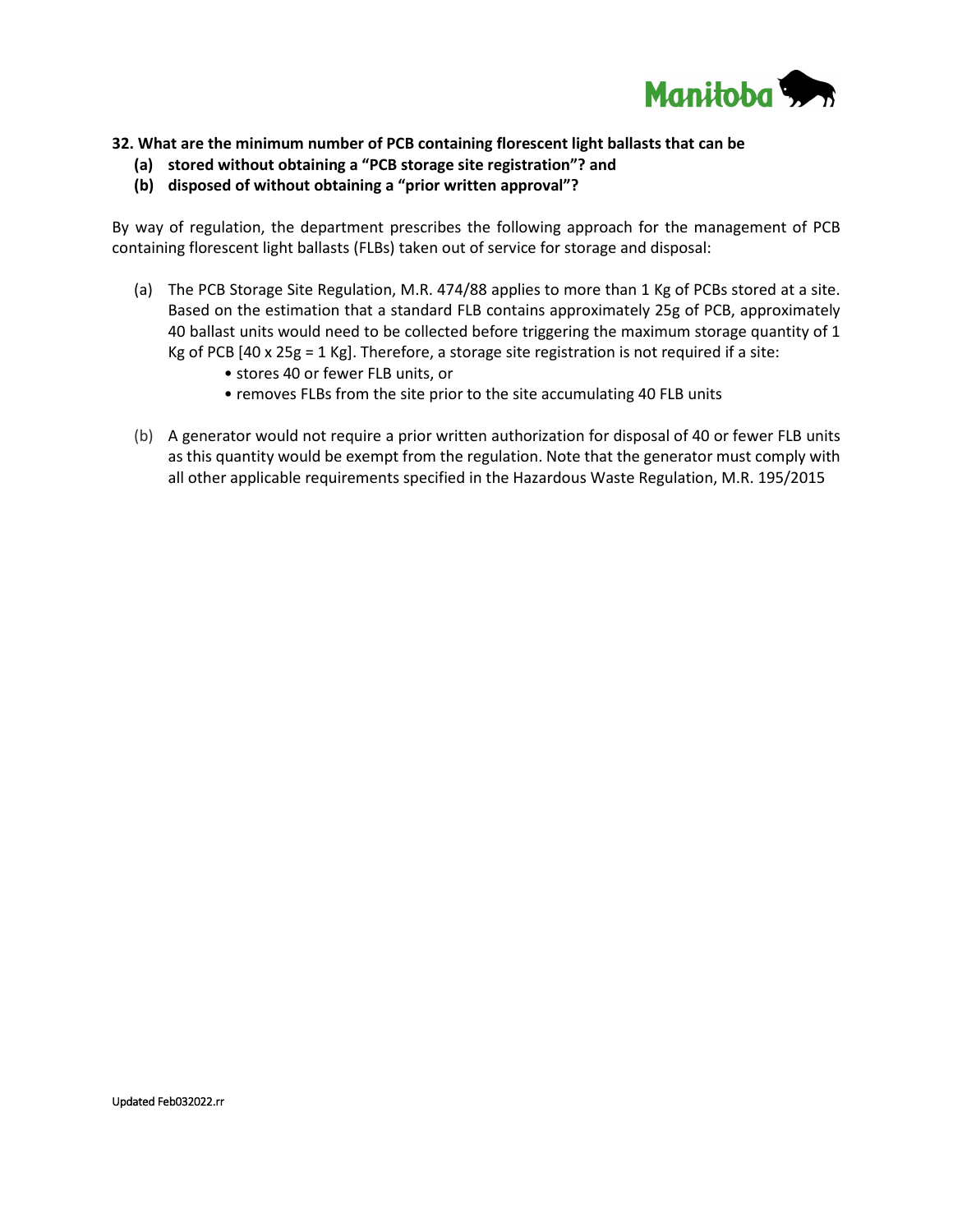**32. What are the minimum number of PCB containing florescent light ballasts that can be**

**(a) stored without obtaining a "PCB storage site registration"? and**

**(b) disposed of without obtaining a "prior written approval"?**

By way of regulation, the department prescribes the following approach for the management of PCB containing florescent light ballasts (FLBs) taken out of service for storage and disposal:

(a) The PCB Storage Site Regulation, M.R. 474/88 applies to more than 1 Kg of PCBs stored at a site. Based on the estimation that a standard FLB contains approximately 25g of PCB, approximately 40 ballast units would need to be collected before triggering the maximum storage quantity of 1 Kg of PCB [40 x 25g = 1 Kg]. Therefore, a storage site registration is not required if a site:

- stores 40 or fewer FLB units, or
- removes FLBs from the site prior to the site accumulating 40 FLB units

(b) A generator would not require a prior written authorization for disposal of 40 or fewer FLB units as this quantity would be exempt from the regulation. Note that the generator must comply with all other applicable requirements specified in the Hazardous Waste Regulation, M.R. 195/2015

Updated Feb032022.rr